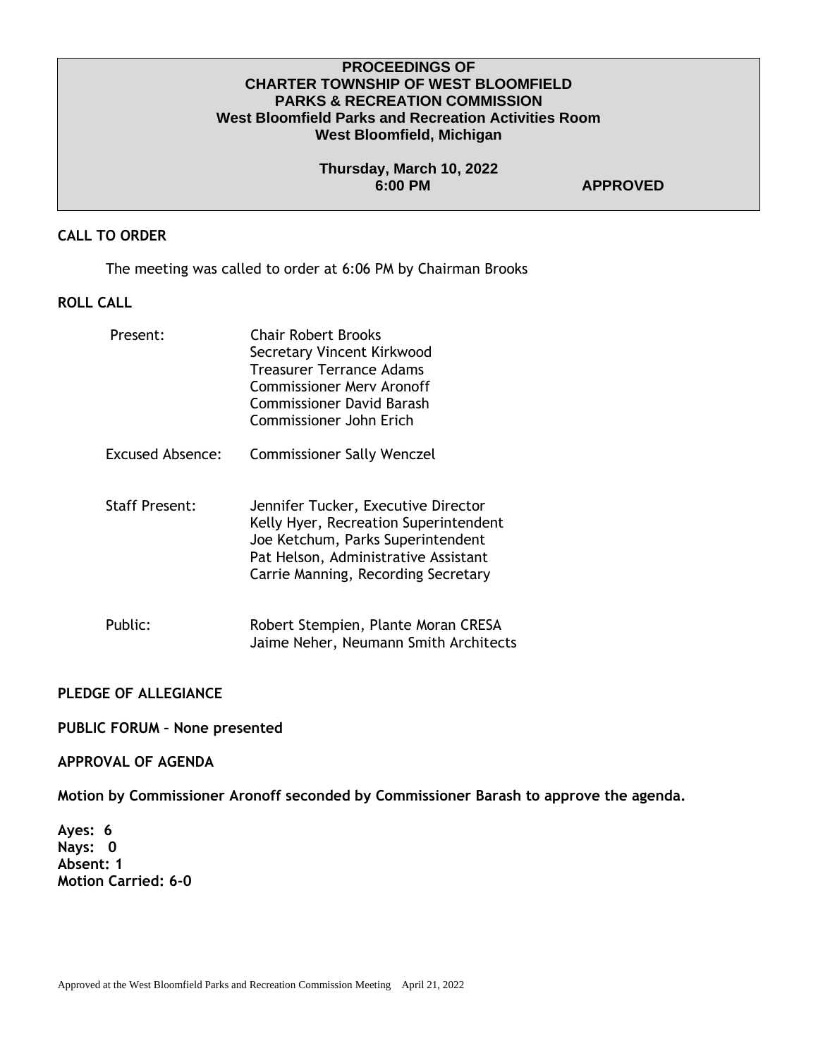**PROCEEDINGS OF**
**CHARTER TOWNSHIP OF WEST BLOOMFIELD**
**PARKS & RECREATION COMMISSION**
**West Bloomfield Parks and Recreation Activities Room**
**West Bloomfield, Michigan**

**Thursday, March 10, 2022**
**6:00 PM** **APPROVED**

## CALL TO ORDER

The meeting was called to order at 6:06 PM by Chairman Brooks

## ROLL CALL

Present:
Chair Robert Brooks
Secretary Vincent Kirkwood
Treasurer Terrance Adams
Commissioner Merv Aronoff
Commissioner David Barash
Commissioner John Erich

Excused Absence: Commissioner Sally Wenczel

Staff Present:
Jennifer Tucker, Executive Director
Kelly Hyer, Recreation Superintendent
Joe Ketchum, Parks Superintendent
Pat Helson, Administrative Assistant
Carrie Manning, Recording Secretary

Public:
Robert Stempien, Plante Moran CRESA
Jaime Neher, Neumann Smith Architects

## PLEDGE OF ALLEGIANCE

## PUBLIC FORUM – None presented

## APPROVAL OF AGENDA

**Motion by Commissioner Aronoff seconded by Commissioner Barash to approve the agenda.**

**Ayes: 6**
**Nays: 0**
**Absent: 1**
**Motion Carried: 6-0**

Approved at the West Bloomfield Parks and Recreation Commission Meeting April 21, 2022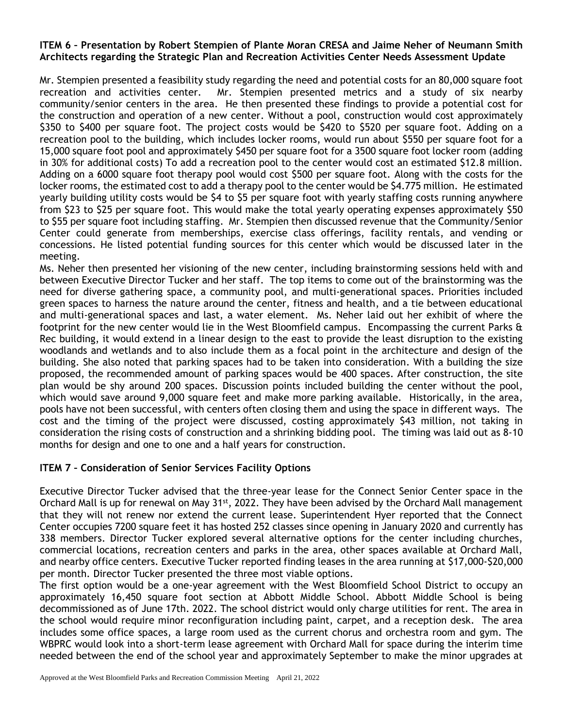**ITEM 6 – Presentation by Robert Stempien of Plante Moran CRESA and Jaime Neher of Neumann Smith Architects regarding the Strategic Plan and Recreation Activities Center Needs Assessment Update**

Mr. Stempien presented a feasibility study regarding the need and potential costs for an 80,000 square foot recreation and activities center. Mr. Stempien presented metrics and a study of six nearby community/senior centers in the area. He then presented these findings to provide a potential cost for the construction and operation of a new center. Without a pool, construction would cost approximately \$350 to \$400 per square foot. The project costs would be \$420 to \$520 per square foot. Adding on a recreation pool to the building, which includes locker rooms, would run about \$550 per square foot for a 15,000 square foot pool and approximately \$450 per square foot for a 3500 square foot locker room (adding in 30% for additional costs) To add a recreation pool to the center would cost an estimated \$12.8 million. Adding on a 6000 square foot therapy pool would cost \$500 per square foot. Along with the costs for the locker rooms, the estimated cost to add a therapy pool to the center would be \$4.775 million. He estimated yearly building utility costs would be \$4 to \$5 per square foot with yearly staffing costs running anywhere from \$23 to \$25 per square foot. This would make the total yearly operating expenses approximately \$50 to \$55 per square foot including staffing. Mr. Stempien then discussed revenue that the Community/Senior Center could generate from memberships, exercise class offerings, facility rentals, and vending or concessions. He listed potential funding sources for this center which would be discussed later in the meeting.

Ms. Neher then presented her visioning of the new center, including brainstorming sessions held with and between Executive Director Tucker and her staff. The top items to come out of the brainstorming was the need for diverse gathering space, a community pool, and multi-generational spaces. Priorities included green spaces to harness the nature around the center, fitness and health, and a tie between educational and multi-generational spaces and last, a water element. Ms. Neher laid out her exhibit of where the footprint for the new center would lie in the West Bloomfield campus. Encompassing the current Parks & Rec building, it would extend in a linear design to the east to provide the least disruption to the existing woodlands and wetlands and to also include them as a focal point in the architecture and design of the building. She also noted that parking spaces had to be taken into consideration. With a building the size proposed, the recommended amount of parking spaces would be 400 spaces. After construction, the site plan would be shy around 200 spaces. Discussion points included building the center without the pool, which would save around 9,000 square feet and make more parking available. Historically, in the area, pools have not been successful, with centers often closing them and using the space in different ways. The cost and the timing of the project were discussed, costing approximately \$43 million, not taking in consideration the rising costs of construction and a shrinking bidding pool. The timing was laid out as 8-10 months for design and one to one and a half years for construction.

**ITEM 7 – Consideration of Senior Services Facility Options**

Executive Director Tucker advised that the three-year lease for the Connect Senior Center space in the Orchard Mall is up for renewal on May 31st, 2022. They have been advised by the Orchard Mall management that they will not renew nor extend the current lease. Superintendent Hyer reported that the Connect Center occupies 7200 square feet it has hosted 252 classes since opening in January 2020 and currently has 338 members. Director Tucker explored several alternative options for the center including churches, commercial locations, recreation centers and parks in the area, other spaces available at Orchard Mall, and nearby office centers. Executive Tucker reported finding leases in the area running at \$17,000-\$20,000 per month. Director Tucker presented the three most viable options.

The first option would be a one-year agreement with the West Bloomfield School District to occupy an approximately 16,450 square foot section at Abbott Middle School. Abbott Middle School is being decommissioned as of June 17th. 2022. The school district would only charge utilities for rent. The area in the school would require minor reconfiguration including paint, carpet, and a reception desk. The area includes some office spaces, a large room used as the current chorus and orchestra room and gym. The WBPRC would look into a short-term lease agreement with Orchard Mall for space during the interim time needed between the end of the school year and approximately September to make the minor upgrades at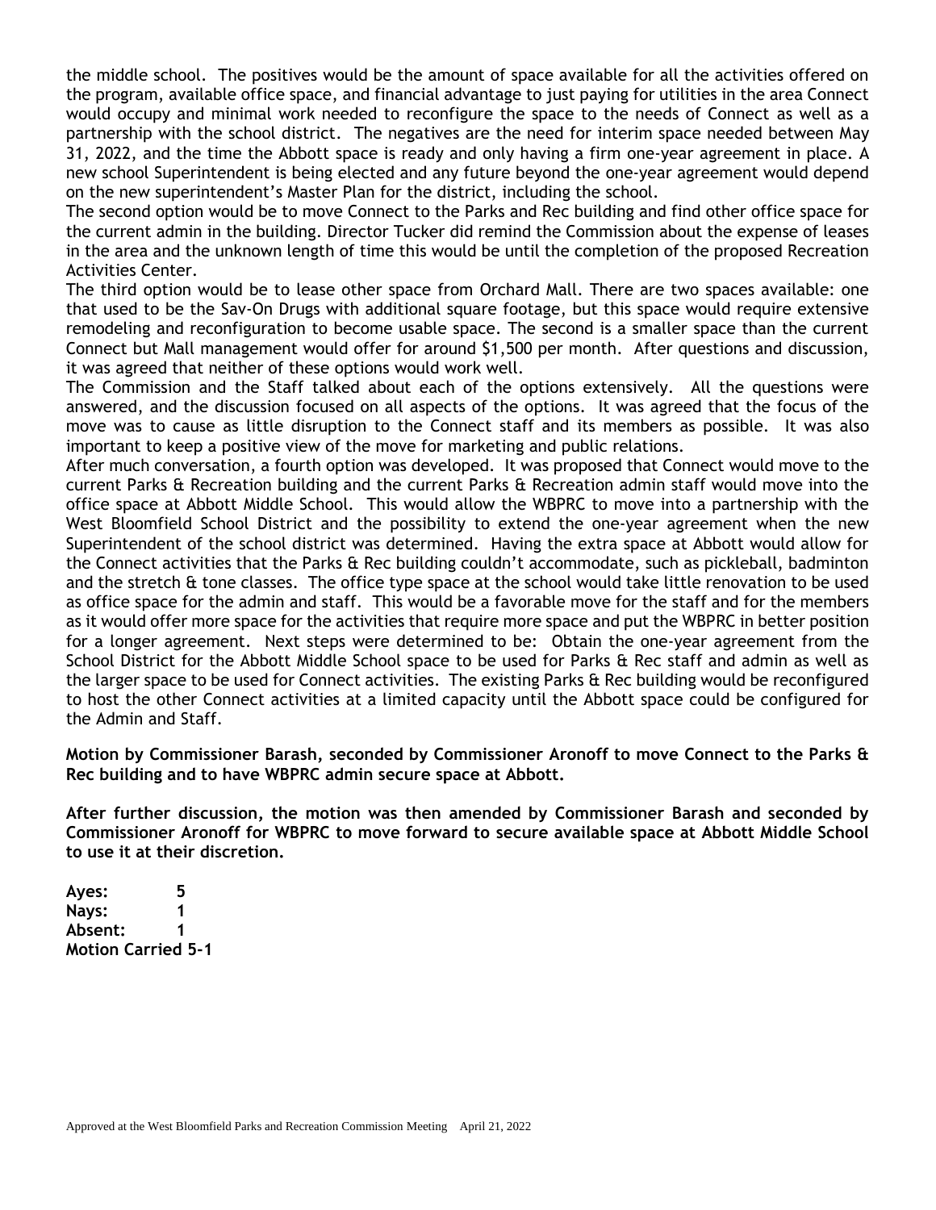the middle school. The positives would be the amount of space available for all the activities offered on the program, available office space, and financial advantage to just paying for utilities in the area Connect would occupy and minimal work needed to reconfigure the space to the needs of Connect as well as a partnership with the school district. The negatives are the need for interim space needed between May 31, 2022, and the time the Abbott space is ready and only having a firm one-year agreement in place. A new school Superintendent is being elected and any future beyond the one-year agreement would depend on the new superintendent's Master Plan for the district, including the school.

The second option would be to move Connect to the Parks and Rec building and find other office space for the current admin in the building. Director Tucker did remind the Commission about the expense of leases in the area and the unknown length of time this would be until the completion of the proposed Recreation Activities Center.

The third option would be to lease other space from Orchard Mall. There are two spaces available: one that used to be the Sav-On Drugs with additional square footage, but this space would require extensive remodeling and reconfiguration to become usable space. The second is a smaller space than the current Connect but Mall management would offer for around $1,500 per month. After questions and discussion, it was agreed that neither of these options would work well.

The Commission and the Staff talked about each of the options extensively. All the questions were answered, and the discussion focused on all aspects of the options. It was agreed that the focus of the move was to cause as little disruption to the Connect staff and its members as possible. It was also important to keep a positive view of the move for marketing and public relations.

After much conversation, a fourth option was developed. It was proposed that Connect would move to the current Parks & Recreation building and the current Parks & Recreation admin staff would move into the office space at Abbott Middle School. This would allow the WBPRC to move into a partnership with the West Bloomfield School District and the possibility to extend the one-year agreement when the new Superintendent of the school district was determined. Having the extra space at Abbott would allow for the Connect activities that the Parks & Rec building couldn't accommodate, such as pickleball, badminton and the stretch & tone classes. The office type space at the school would take little renovation to be used as office space for the admin and staff. This would be a favorable move for the staff and for the members as it would offer more space for the activities that require more space and put the WBPRC in better position for a longer agreement. Next steps were determined to be: Obtain the one-year agreement from the School District for the Abbott Middle School space to be used for Parks & Rec staff and admin as well as the larger space to be used for Connect activities. The existing Parks & Rec building would be reconfigured to host the other Connect activities at a limited capacity until the Abbott space could be configured for the Admin and Staff.

**Motion by Commissioner Barash, seconded by Commissioner Aronoff to move Connect to the Parks & Rec building and to have WBPRC admin secure space at Abbott.**

**After further discussion, the motion was then amended by Commissioner Barash and seconded by Commissioner Aronoff for WBPRC to move forward to secure available space at Abbott Middle School to use it at their discretion.**

**Ayes: 5**
**Nays: 1**
**Absent: 1**
**Motion Carried 5-1**

Approved at the West Bloomfield Parks and Recreation Commission Meeting April 21, 2022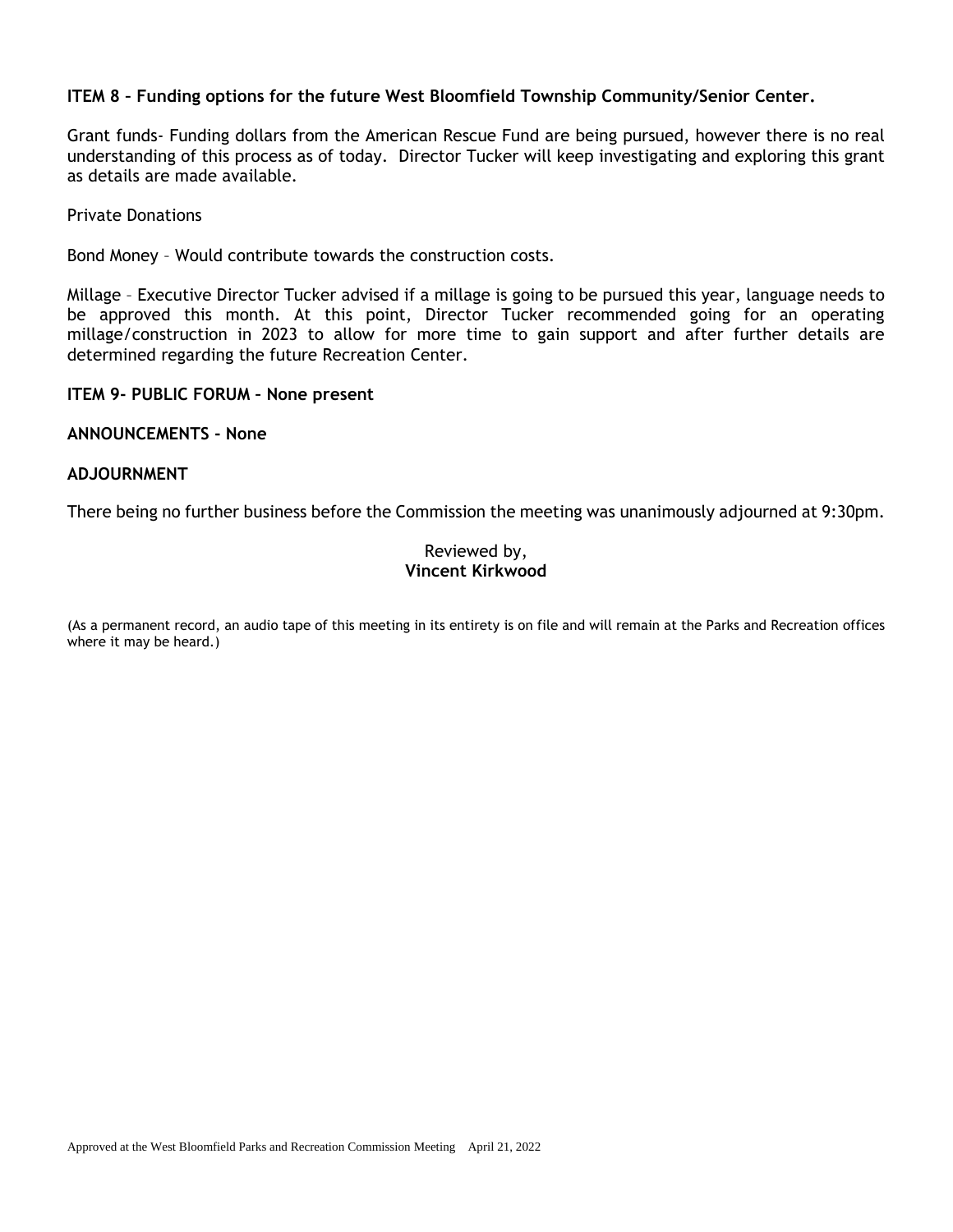**ITEM 8 – Funding options for the future West Bloomfield Township Community/Senior Center.**

Grant funds- Funding dollars from the American Rescue Fund are being pursued, however there is no real understanding of this process as of today. Director Tucker will keep investigating and exploring this grant as details are made available.

Private Donations

Bond Money – Would contribute towards the construction costs.

Millage – Executive Director Tucker advised if a millage is going to be pursued this year, language needs to be approved this month. At this point, Director Tucker recommended going for an operating millage/construction in 2023 to allow for more time to gain support and after further details are determined regarding the future Recreation Center.

**ITEM 9- PUBLIC FORUM – None present**

**ANNOUNCEMENTS - None**

**ADJOURNMENT**

There being no further business before the Commission the meeting was unanimously adjourned at 9:30pm.

Reviewed by,
**Vincent Kirkwood**

(As a permanent record, an audio tape of this meeting in its entirety is on file and will remain at the Parks and Recreation offices where it may be heard.)

Approved at the West Bloomfield Parks and Recreation Commission Meeting April 21, 2022